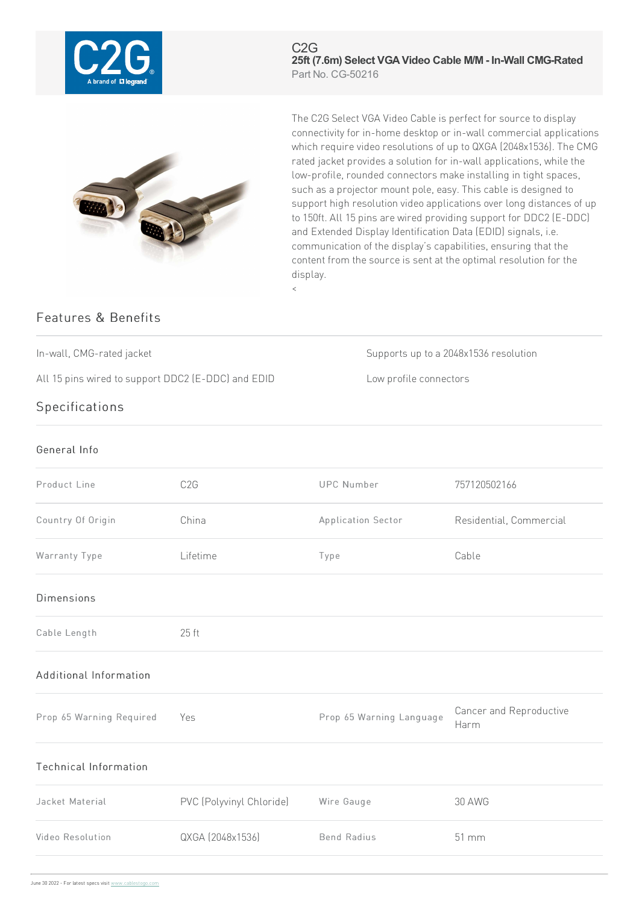C2G

# 25ft (7.6m) Select VGA Video Cable M/M - In-Wall CMG-Rated

Part No. CG-50216

The C2G Select VGA Video Cable is perfect for source to display connectivity for in-home desktop or in-wall commercial applications which require video resolutions of up to QXGA (2048x1536). The CMG rated jacket provides a solution for in-wall applications, while the low-profile, rounded connectors make installing in tight spaces, such as a projector mount pole, easy. This cable is designed to support high resolution video applications over long distances of up to 150ft. All 15 pins are wired providing support for DDC2 (E-DDC) and Extended Display Identification Data (EDID) signals, i.e. communication of the display's capabilities, ensuring that the content from the source is sent at the optimal resolution for the display.

<

## Features & Benefits

- In-wall, CMG-rated jacket
- Supports up to a 2048x1536 resolution
- All 15 pins wired to support DDC2 (E-DDC) and EDID
- Low profile connectors

## Specifications

### General Info

| | | | |
|---|---|---|---|
| Product Line | C2G | UPC Number | 757120502166 |
| Country Of Origin | China | Application Sector | Residential, Commercial |
| Warranty Type | Lifetime | Type | Cable |

### Dimensions

| | |
|---|---|
| Cable Length | 25 ft |

### Additional Information

| | | | |
|---|---|---|---|
| Prop 65 Warning Required | Yes | Prop 65 Warning Language | Cancer and Reproductive Harm |

### Technical Information

| | | | |
|---|---|---|---|
| Jacket Material | PVC (Polyvinyl Chloride) | Wire Gauge | 30 AWG |
| Video Resolution | QXGA (2048x1536) | Bend Radius | 51 mm |

June 30 2022 - For latest specs visit www.cablestogo.com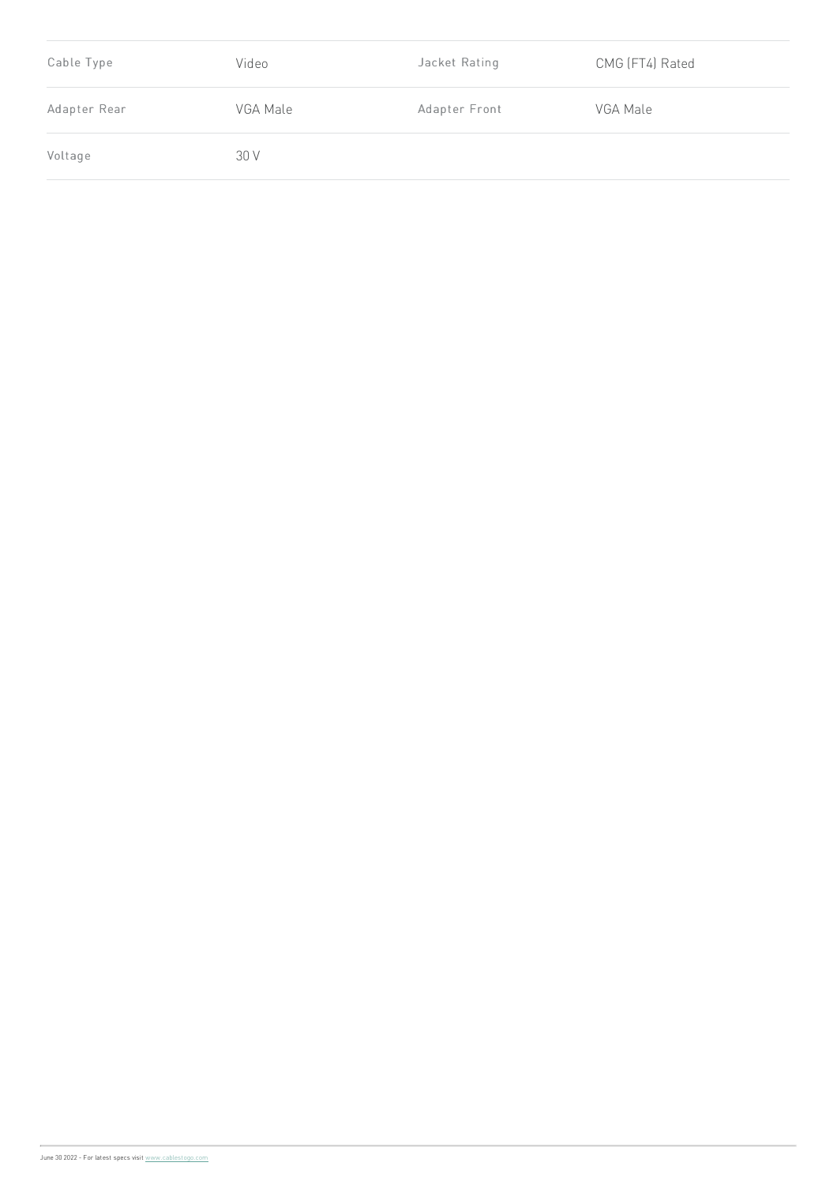| | | | |
|---|---|---|---|
| Cable Type | Video | Jacket Rating | CMG (FT4) Rated |
| Adapter Rear | VGA Male | Adapter Front | VGA Male |
| Voltage | 30 V | | |

June 30 2022 - For latest specs visit www.cablestogo.com